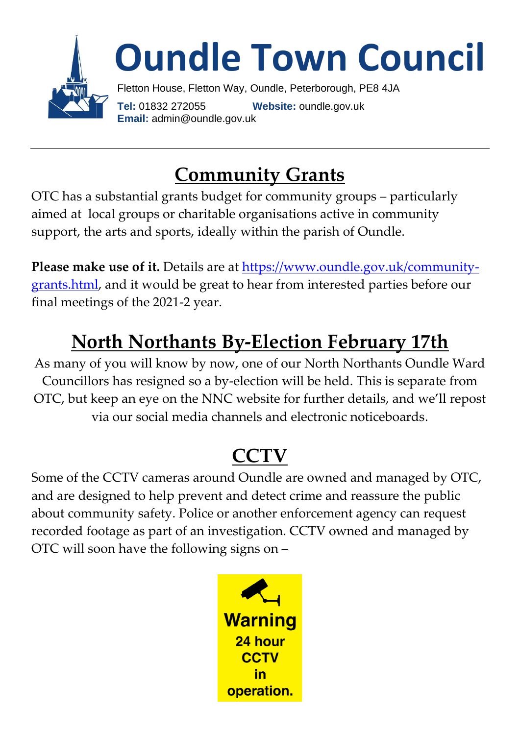# Oundle Town Council

Fletton House, Fletton Way, Oundle, Peterborough, PE8 4JA

**Tel:** 01832 272055 **Website:** oundle.gov.uk

**Email:** admin@oundle.gov.uk

---

## Community Grants

OTC has a substantial grants budget for community groups – particularly aimed at local groups or charitable organisations active in community support, the arts and sports, ideally within the parish of Oundle.

**Please make use of it.** Details are at https://www.oundle.gov.uk/community-grants.html, and it would be great to hear from interested parties before our final meetings of the 2021-2 year.

## North Northants By-Election February 17th

As many of you will know by now, one of our North Northants Oundle Ward Councillors has resigned so a by-election will be held. This is separate from OTC, but keep an eye on the NNC website for further details, and we'll repost via our social media channels and electronic noticeboards.

## CCTV

Some of the CCTV cameras around Oundle are owned and managed by OTC, and are designed to help prevent and detect crime and reassure the public about community safety. Police or another enforcement agency can request recorded footage as part of an investigation. CCTV owned and managed by OTC will soon have the following signs on –

**Warning**
**24 hour CCTV in operation.**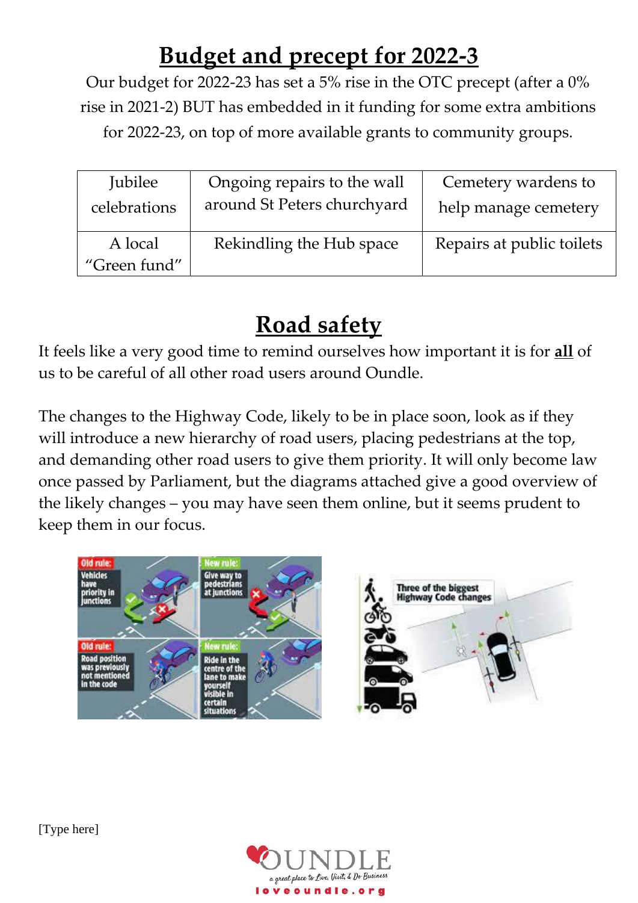# Budget and precept for 2022-3

Our budget for 2022-23 has set a 5% rise in the OTC precept (after a 0% rise in 2021-2) BUT has embedded in it funding for some extra ambitions for 2022-23, on top of more available grants to community groups.

| Jubilee celebrations | Ongoing repairs to the wall around St Peters churchyard | Cemetery wardens to help manage cemetery |
|---|---|---|
| A local "Green fund" | Rekindling the Hub space | Repairs at public toilets |

# Road safety

It feels like a very good time to remind ourselves how important it is for **all** of us to be careful of all other road users around Oundle.

The changes to the Highway Code, likely to be in place soon, look as if they will introduce a new hierarchy of road users, placing pedestrians at the top, and demanding other road users to give them priority. It will only become law once passed by Parliament, but the diagrams attached give a good overview of the likely changes – you may have seen them online, but it seems prudent to keep them in our focus.

[Type here]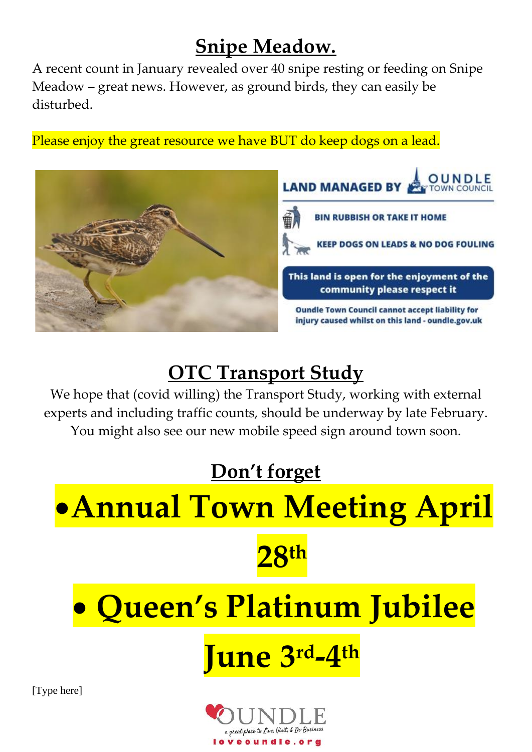## Snipe Meadow.

A recent count in January revealed over 40 snipe resting or feeding on Snipe Meadow – great news. However, as ground birds, they can easily be disturbed.

Please enjoy the great resource we have BUT do keep dogs on a lead.

LAND MANAGED BY OUNDLE TOWN COUNCIL

BIN RUBBISH OR TAKE IT HOME

KEEP DOGS ON LEADS & NO DOG FOULING

This land is open for the enjoyment of the community please respect it

Oundle Town Council cannot accept liability for injury caused whilst on this land - oundle.gov.uk

## OTC Transport Study

We hope that (covid willing) the Transport Study, working with external experts and including traffic counts, should be underway by late February. You might also see our new mobile speed sign around town soon.

## Don't forget

- **Annual Town Meeting April 28th**
- **Queen's Platinum Jubilee June 3rd-4th**

[Type here]

OUNDLE
a great place to Live, Visit, & Do Business
loveoundle.org